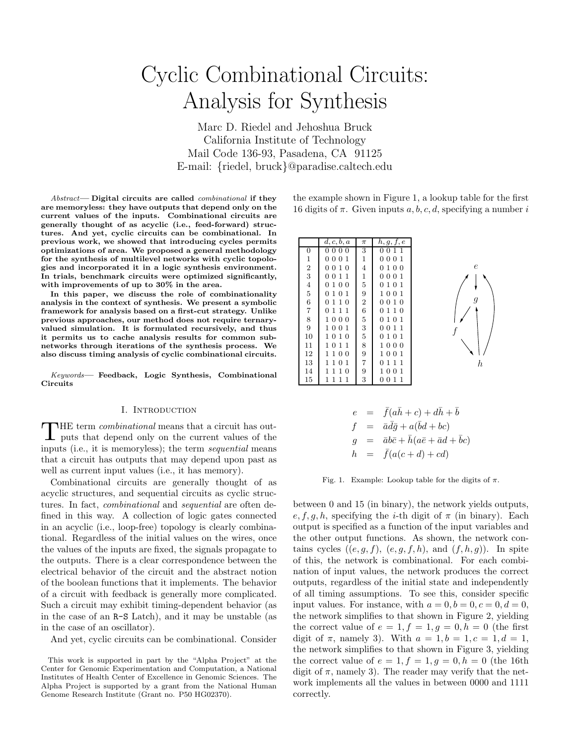# Cyclic Combinational Circuits: Analysis for Synthesis

Marc D. Riedel and Jehoshua Bruck
California Institute of Technology
Mail Code 136-93, Pasadena, CA 91125
E-mail: {riedel, bruck}@paradise.caltech.edu

*Abstract*— **Digital circuits are called *combinational* if they are memoryless: they have outputs that depend only on the current values of the inputs. Combinational circuits are generally thought of as acyclic (i.e., feed-forward) structures. And yet, cyclic circuits can be combinational. In previous work, we showed that introducing cycles permits optimizations of area. We proposed a general methodology for the synthesis of multilevel networks with cyclic topologies and incorporated it in a logic synthesis environment. In trials, benchmark circuits were optimized significantly, with improvements of up to 30% in the area.**

**In this paper, we discuss the role of combinationality analysis in the context of synthesis. We present a symbolic framework for analysis based on a first-cut strategy. Unlike previous approaches, our method does not require ternary-valued simulation. It is formulated recursively, and thus it permits us to cache analysis results for common subnetworks through iterations of the synthesis process. We also discuss timing analysis of cyclic combinational circuits.**

*Keywords*— **Feedback, Logic Synthesis, Combinational Circuits**

## I. Introduction

The term *combinational* means that a circuit has outputs that depend only on the current values of the inputs (i.e., it is memoryless); the term *sequential* means that a circuit has outputs that may depend upon past as well as current input values (i.e., it has memory).

Combinational circuits are generally thought of as acyclic structures, and sequential circuits as cyclic structures. In fact, *combinational* and *sequential* are often defined in this way. A collection of logic gates connected in an acyclic (i.e., loop-free) topology is clearly combinational. Regardless of the initial values on the wires, once the values of the inputs are fixed, the signals propagate to the outputs. There is a clear correspondence between the electrical behavior of the circuit and the abstract notion of the boolean functions that it implements. The behavior of a circuit with feedback is generally more complicated. Such a circuit may exhibit timing-dependent behavior (as in the case of an R-S Latch), and it may be unstable (as in the case of an oscillator).

And yet, cyclic circuits can be combinational. Consider the example shown in Figure 1, a lookup table for the first 16 digits of $\pi$. Given inputs $a, b, c, d$, specifying a number $i$

| | $d, c, b, a$ | $\pi$ | $h, g, f, e$ |
|---|---|---|---|
| 0 | 0 0 0 0 | 3 | 0 0 1 1 |
| 1 | 0 0 0 1 | 1 | 0 0 0 1 |
| 2 | 0 0 1 0 | 4 | 0 1 0 0 |
| 3 | 0 0 1 1 | 1 | 0 0 0 1 |
| 4 | 0 1 0 0 | 5 | 0 1 0 1 |
| 5 | 0 1 0 1 | 9 | 1 0 0 1 |
| 6 | 0 1 1 0 | 2 | 0 0 1 0 |
| 7 | 0 1 1 1 | 6 | 0 1 1 0 |
| 8 | 1 0 0 0 | 5 | 0 1 0 1 |
| 9 | 1 0 0 1 | 3 | 0 0 1 1 |
| 10 | 1 0 1 0 | 5 | 0 1 0 1 |
| 11 | 1 0 1 1 | 8 | 1 0 0 0 |
| 12 | 1 1 0 0 | 9 | 1 0 0 1 |
| 13 | 1 1 0 1 | 7 | 0 1 1 1 |
| 14 | 1 1 1 0 | 9 | 1 0 0 1 |
| 15 | 1 1 1 1 | 3 | 0 0 1 1 |

$$
\begin{aligned}
e &= \bar{f}(a\bar{h} + c) + d\bar{h} + \bar{b} \\
f &= \bar{a}\bar{d}\bar{g} + a(\bar{b}d + bc) \\
g &= \bar{a}b\bar{c} + \bar{h}(a\bar{e} + \bar{a}d + \bar{b}c) \\
h &= \bar{f}(a(c + d) + cd)
\end{aligned}
$$

Fig. 1. Example: Lookup table for the digits of $\pi$.

between 0 and 15 (in binary), the network yields outputs, $e, f, g, h$, specifying the $i$-th digit of $\pi$ (in binary). Each output is specified as a function of the input variables and the other output functions. As shown, the network contains cycles ($(e, g, f)$, $(e, g, f, h)$, and $(f, h, g)$). In spite of this, the network is combinational. For each combination of input values, the network produces the correct outputs, regardless of the initial state and independently of all timing assumptions. To see this, consider specific input values. For instance, with $a = 0, b = 0, c = 0, d = 0$, the network simplifies to that shown in Figure 2, yielding the correct value of $e = 1, f = 1, g = 0, h = 0$ (the first digit of $\pi$, namely 3). With $a = 1, b = 1, c = 1, d = 1$, the network simplifies to that shown in Figure 3, yielding the correct value of $e = 1, f = 1, g = 0, h = 0$ (the 16th digit of $\pi$, namely 3). The reader may verify that the network implements all the values in between 0000 and 1111 correctly.

This work is supported in part by the "Alpha Project" at the Center for Genomic Experimentation and Computation, a National Institutes of Health Center of Excellence in Genomic Sciences. The Alpha Project is supported by a grant from the National Human Genome Research Institute (Grant no. P50 HG02370).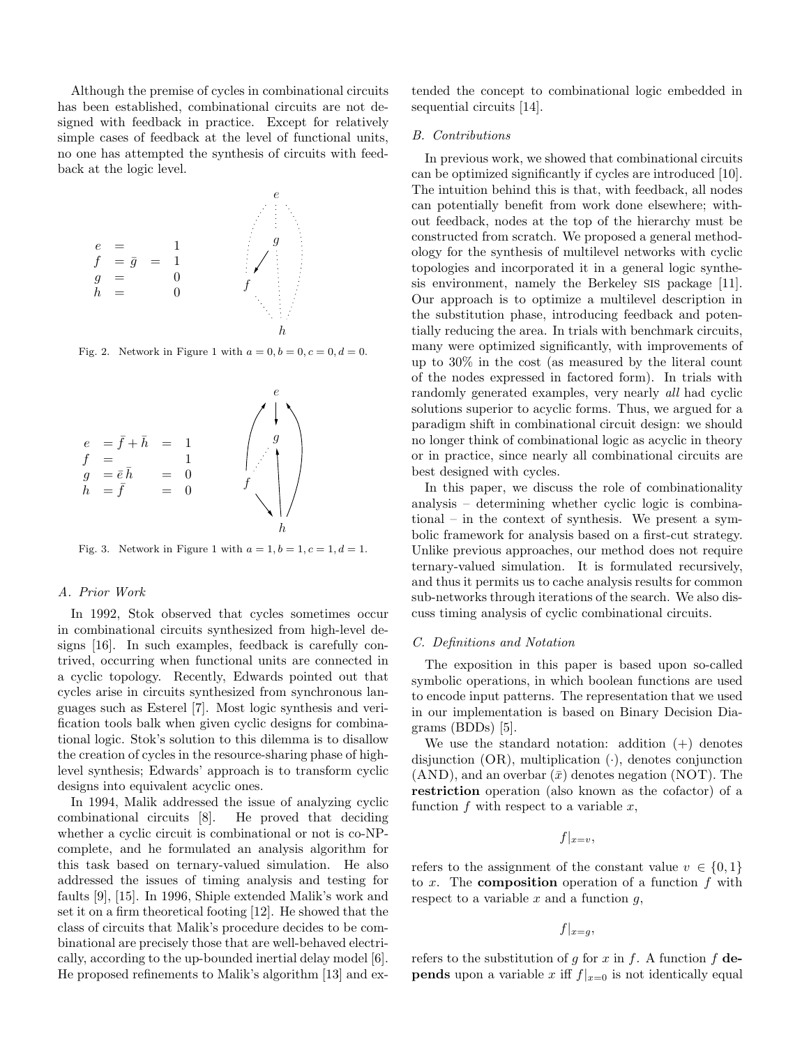Although the premise of cycles in combinational circuits has been established, combinational circuits are not designed with feedback in practice. Except for relatively simple cases of feedback at the level of functional units, no one has attempted the synthesis of circuits with feedback at the logic level.

$$
\begin{aligned}
e &= & & 1 \\
f &= \bar{g} &=& 1 \\
g &= & & 0 \\
h &= & & 0
\end{aligned}
$$

Fig. 2. Network in Figure 1 with $a = 0, b = 0, c = 0, d = 0$.

$$
\begin{aligned}
e &= \bar{f} + \bar{h} &=& 1 \\
f &= & & 1 \\
g &= \bar{e}\,\bar{h} &=& 0 \\
h &= \bar{f} &=& 0
\end{aligned}
$$

Fig. 3. Network in Figure 1 with $a = 1, b = 1, c = 1, d = 1$.

### A. Prior Work

In 1992, Stok observed that cycles sometimes occur in combinational circuits synthesized from high-level designs [16]. In such examples, feedback is carefully contrived, occurring when functional units are connected in a cyclic topology. Recently, Edwards pointed out that cycles arise in circuits synthesized from synchronous languages such as Esterel [7]. Most logic synthesis and verification tools balk when given cyclic designs for combinational logic. Stok's solution to this dilemma is to disallow the creation of cycles in the resource-sharing phase of high-level synthesis; Edwards' approach is to transform cyclic designs into equivalent acyclic ones.

In 1994, Malik addressed the issue of analyzing cyclic combinational circuits [8]. He proved that deciding whether a cyclic circuit is combinational or not is co-NP-complete, and he formulated an analysis algorithm for this task based on ternary-valued simulation. He also addressed the issues of timing analysis and testing for faults [9], [15]. In 1996, Shiple extended Malik's work and set it on a firm theoretical footing [12]. He showed that the class of circuits that Malik's procedure decides to be combinational are precisely those that are well-behaved electrically, according to the up-bounded inertial delay model [6]. He proposed refinements to Malik's algorithm [13] and extended the concept to combinational logic embedded in sequential circuits [14].

### B. Contributions

In previous work, we showed that combinational circuits can be optimized significantly if cycles are introduced [10]. The intuition behind this is that, with feedback, all nodes can potentially benefit from work done elsewhere; without feedback, nodes at the top of the hierarchy must be constructed from scratch. We proposed a general methodology for the synthesis of multilevel networks with cyclic topologies and incorporated it in a general logic synthesis environment, namely the Berkeley SIS package [11]. Our approach is to optimize a multilevel description in the substitution phase, introducing feedback and potentially reducing the area. In trials with benchmark circuits, many were optimized significantly, with improvements of up to 30% in the cost (as measured by the literal count of the nodes expressed in factored form). In trials with randomly generated examples, very nearly *all* had cyclic solutions superior to acyclic forms. Thus, we argued for a paradigm shift in combinational circuit design: we should no longer think of combinational logic as acyclic in theory or in practice, since nearly all combinational circuits are best designed with cycles.

In this paper, we discuss the role of combinationality analysis – determining whether cyclic logic is combinational – in the context of synthesis. We present a symbolic framework for analysis based on a first-cut strategy. Unlike previous approaches, our method does not require ternary-valued simulation. It is formulated recursively, and thus it permits us to cache analysis results for common sub-networks through iterations of the search. We also discuss timing analysis of cyclic combinational circuits.

### C. Definitions and Notation

The exposition in this paper is based upon so-called symbolic operations, in which boolean functions are used to encode input patterns. The representation that we used in our implementation is based on Binary Decision Diagrams (BDDs) [5].

We use the standard notation: addition (+) denotes disjunction (OR), multiplication ($\cdot$), denotes conjunction (AND), and an overbar ($\bar{x}$) denotes negation (NOT). The **restriction** operation (also known as the cofactor) of a function $f$ with respect to a variable $x$,

$$f|_{x=v},$$

refers to the assignment of the constant value $v \in \{0, 1\}$ to $x$. The **composition** operation of a function $f$ with respect to a variable $x$ and a function $g$,

$$f|_{x=g},$$

refers to the substitution of $g$ for $x$ in $f$. A function $f$ **depends** upon a variable $x$ iff $f|_{x=0}$ is not identically equal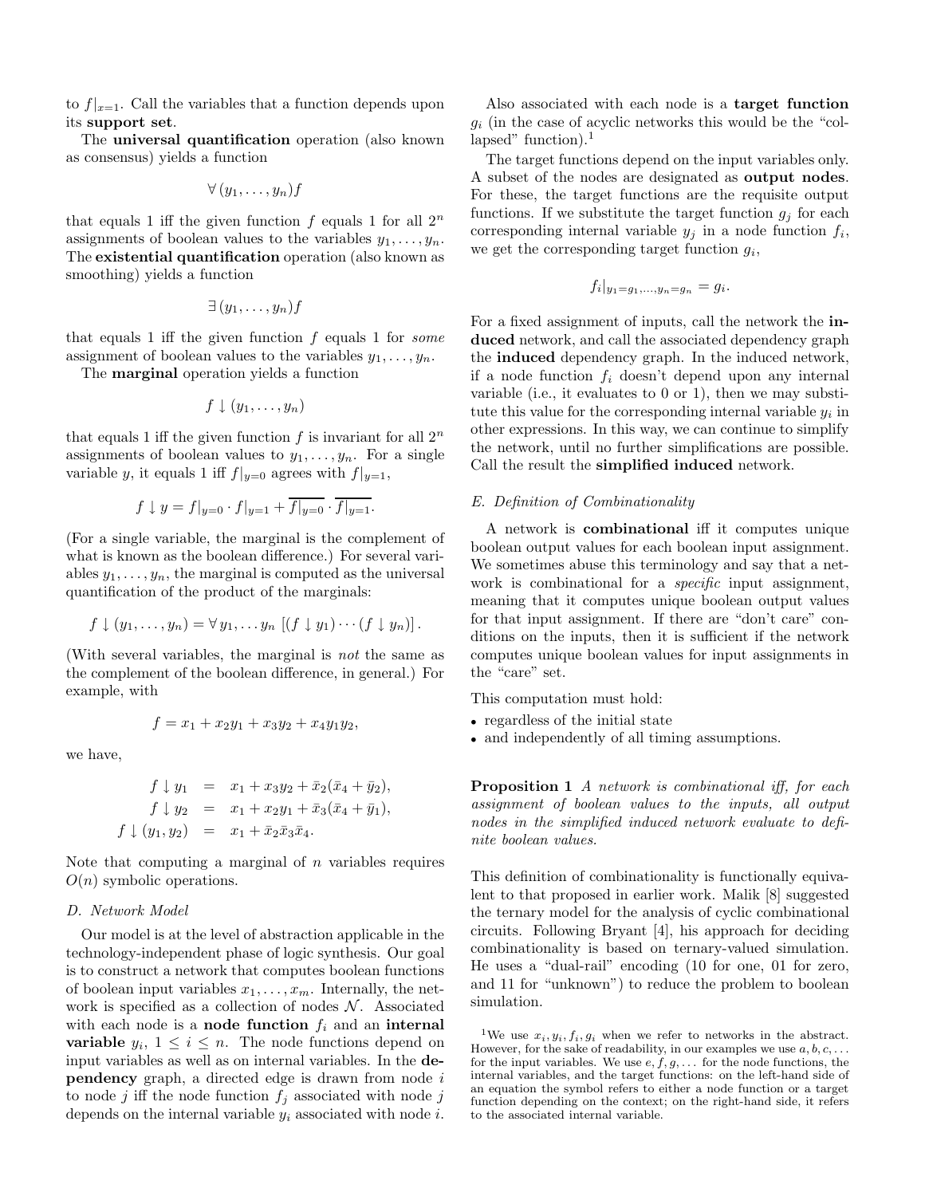to $f|_{x=1}$. Call the variables that a function depends upon its **support set**.

The **universal quantification** operation (also known as consensus) yields a function

$$\forall (y_1, \ldots, y_n) f$$

that equals 1 iff the given function $f$ equals 1 for all $2^n$ assignments of boolean values to the variables $y_1, \ldots, y_n$. The **existential quantification** operation (also known as smoothing) yields a function

$$\exists (y_1, \ldots, y_n) f$$

that equals 1 iff the given function $f$ equals 1 for *some* assignment of boolean values to the variables $y_1, \ldots, y_n$.

The **marginal** operation yields a function

$$f \downarrow (y_1, \ldots, y_n)$$

that equals 1 iff the given function $f$ is invariant for all $2^n$ assignments of boolean values to $y_1, \ldots, y_n$. For a single variable $y$, it equals 1 iff $f|_{y=0}$ agrees with $f|_{y=1}$,

$$f \downarrow y = f|_{y=0} \cdot f|_{y=1} + \overline{f|_{y=0}} \cdot \overline{f|_{y=1}}.$$

(For a single variable, the marginal is the complement of what is known as the boolean difference.) For several variables $y_1, \ldots, y_n$, the marginal is computed as the universal quantification of the product of the marginals:

$$f \downarrow (y_1, \ldots, y_n) = \forall\, y_1, \ldots y_n \; [(f \downarrow y_1) \cdots (f \downarrow y_n)].$$

(With several variables, the marginal is *not* the same as the complement of the boolean difference, in general.) For example, with

$$f = x_1 + x_2 y_1 + x_3 y_2 + x_4 y_1 y_2,$$

we have,

$$\begin{aligned} f \downarrow y_1 &= x_1 + x_3 y_2 + \bar{x}_2(\bar{x}_4 + \bar{y}_2), \\ f \downarrow y_2 &= x_1 + x_2 y_1 + \bar{x}_3(\bar{x}_4 + \bar{y}_1), \\ f \downarrow (y_1, y_2) &= x_1 + \bar{x}_2 \bar{x}_3 \bar{x}_4. \end{aligned}$$

Note that computing a marginal of $n$ variables requires $O(n)$ symbolic operations.

### D. Network Model

Our model is at the level of abstraction applicable in the technology-independent phase of logic synthesis. Our goal is to construct a network that computes boolean functions of boolean input variables $x_1, \ldots, x_m$. Internally, the network is specified as a collection of nodes $\mathcal{N}$. Associated with each node is a **node function** $f_i$ and an **internal variable** $y_i$, $1 \le i \le n$. The node functions depend on input variables as well as on internal variables. In the **dependency** graph, a directed edge is drawn from node $i$ to node $j$ iff the node function $f_j$ associated with node $j$ depends on the internal variable $y_i$ associated with node $i$.

Also associated with each node is a **target function** $g_i$ (in the case of acyclic networks this would be the "collapsed" function).[1]

The target functions depend on the input variables only. A subset of the nodes are designated as **output nodes**. For these, the target functions are the requisite output functions. If we substitute the target function $g_j$ for each corresponding internal variable $y_j$ in a node function $f_i$, we get the corresponding target function $g_i$,

$$f_i|_{y_1 = g_1, \ldots, y_n = g_n} = g_i.$$

For a fixed assignment of inputs, call the network the **induced** network, and call the associated dependency graph the **induced** dependency graph. In the induced network, if a node function $f_i$ doesn't depend upon any internal variable (i.e., it evaluates to 0 or 1), then we may substitute this value for the corresponding internal variable $y_i$ in other expressions. In this way, we can continue to simplify the network, until no further simplifications are possible. Call the result the **simplified induced** network.

### E. Definition of Combinationality

A network is **combinational** iff it computes unique boolean output values for each boolean input assignment. We sometimes abuse this terminology and say that a network is combinational for a *specific* input assignment, meaning that it computes unique boolean output values for that input assignment. If there are "don't care" conditions on the inputs, then it is sufficient if the network computes unique boolean values for input assignments in the "care" set.

This computation must hold:

- regardless of the initial state
- and independently of all timing assumptions.

**Proposition 1** *A network is combinational iff, for each assignment of boolean values to the inputs, all output nodes in the simplified induced network evaluate to definite boolean values.*

This definition of combinationality is functionally equivalent to that proposed in earlier work. Malik [8] suggested the ternary model for the analysis of cyclic combinational circuits. Following Bryant [4], his approach for deciding combinationality is based on ternary-valued simulation. He uses a "dual-rail" encoding (10 for one, 01 for zero, and 11 for "unknown") to reduce the problem to boolean simulation.

[1] We use $x_i, y_i, f_i, g_i$ when we refer to networks in the abstract. However, for the sake of readability, in our examples we use $a, b, c, \ldots$ for the input variables. We use $e, f, g, \ldots$ for the node functions, the internal variables, and the target functions: on the left-hand side of an equation the symbol refers to either a node function or a target function depending on the context; on the right-hand side, it refers to the associated internal variable.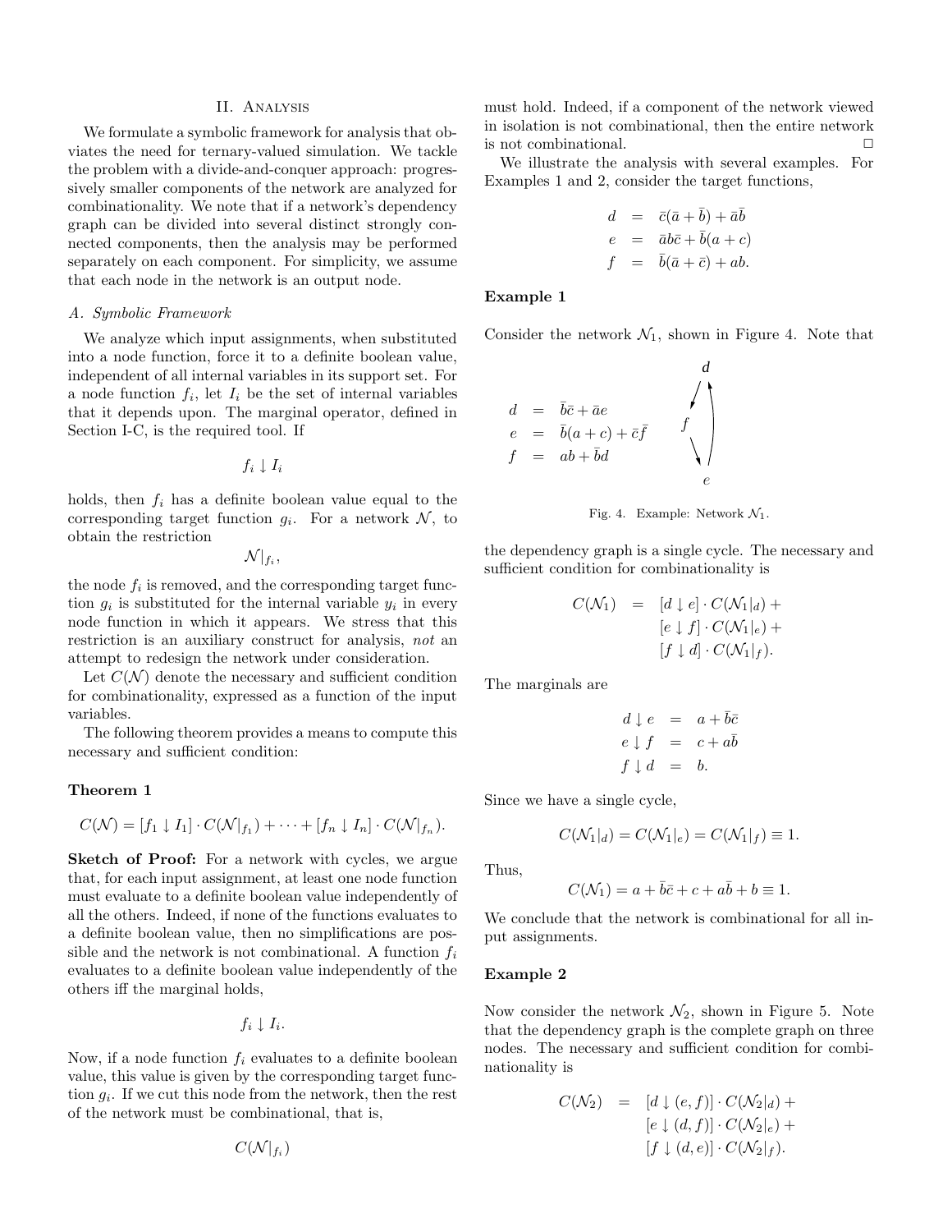## II. Analysis

We formulate a symbolic framework for analysis that obviates the need for ternary-valued simulation. We tackle the problem with a divide-and-conquer approach: progressively smaller components of the network are analyzed for combinationality. We note that if a network's dependency graph can be divided into several distinct strongly connected components, then the analysis may be performed separately on each component. For simplicity, we assume that each node in the network is an output node.

### A. Symbolic Framework

We analyze which input assignments, when substituted into a node function, force it to a definite boolean value, independent of all internal variables in its support set. For a node function $f_i$, let $I_i$ be the set of internal variables that it depends upon. The marginal operator, defined in Section I-C, is the required tool. If

$$f_i \downarrow I_i$$

holds, then $f_i$ has a definite boolean value equal to the corresponding target function $g_i$. For a network $\mathcal{N}$, to obtain the restriction

$$\mathcal{N}|_{f_i},$$

the node $f_i$ is removed, and the corresponding target function $g_i$ is substituted for the internal variable $y_i$ in every node function in which it appears. We stress that this restriction is an auxiliary construct for analysis, *not* an attempt to redesign the network under consideration.

Let $C(\mathcal{N})$ denote the necessary and sufficient condition for combinationality, expressed as a function of the input variables.

The following theorem provides a means to compute this necessary and sufficient condition:

**Theorem 1**

$$C(\mathcal{N}) = [f_1 \downarrow I_1] \cdot C(\mathcal{N}|_{f_1}) + \cdots + [f_n \downarrow I_n] \cdot C(\mathcal{N}|_{f_n}).$$

**Sketch of Proof:** For a network with cycles, we argue that, for each input assignment, at least one node function must evaluate to a definite boolean value independently of all the others. Indeed, if none of the functions evaluates to a definite boolean value, then no simplifications are possible and the network is not combinational. A function $f_i$ evaluates to a definite boolean value independently of the others iff the marginal holds,

$$f_i \downarrow I_i.$$

Now, if a node function $f_i$ evaluates to a definite boolean value, this value is given by the corresponding target function $g_i$. If we cut this node from the network, then the rest of the network must be combinational, that is,

$$C(\mathcal{N}|_{f_i})$$

must hold. Indeed, if a component of the network viewed in isolation is not combinational, then the entire network is not combinational. □

We illustrate the analysis with several examples. For Examples 1 and 2, consider the target functions,

$$\begin{aligned} d &= \bar{c}(\bar{a} + \bar{b}) + \bar{a}\bar{b} \\ e &= \bar{a}b\bar{c} + \bar{b}(a + c) \\ f &= \bar{b}(\bar{a} + \bar{c}) + ab. \end{aligned}$$

**Example 1**

Consider the network $\mathcal{N}_1$, shown in Figure 4. Note that

$$\begin{aligned} d &= \bar{b}\bar{c} + \bar{a}e \\ e &= \bar{b}(a + c) + \bar{c}\bar{f} \\ f &= ab + \bar{b}d \end{aligned}$$

Fig. 4. Example: Network $\mathcal{N}_1$.

the dependency graph is a single cycle. The necessary and sufficient condition for combinationality is

$$\begin{aligned} C(\mathcal{N}_1) &= [d \downarrow e] \cdot C(\mathcal{N}_1|_d) + \\ &\quad [e \downarrow f] \cdot C(\mathcal{N}_1|_e) + \\ &\quad [f \downarrow d] \cdot C(\mathcal{N}_1|_f). \end{aligned}$$

The marginals are

$$\begin{aligned} d \downarrow e &= a + \bar{b}\bar{c} \\ e \downarrow f &= c + a\bar{b} \\ f \downarrow d &= b. \end{aligned}$$

Since we have a single cycle,

$$C(\mathcal{N}_1|_d) = C(\mathcal{N}_1|_e) = C(\mathcal{N}_1|_f) \equiv 1.$$

Thus,

$$C(\mathcal{N}_1) = a + \bar{b}\bar{c} + c + a\bar{b} + b \equiv 1.$$

We conclude that the network is combinational for all input assignments.

**Example 2**

Now consider the network $\mathcal{N}_2$, shown in Figure 5. Note that the dependency graph is the complete graph on three nodes. The necessary and sufficient condition for combinationality is

$$\begin{aligned} C(\mathcal{N}_2) &= [d \downarrow (e, f)] \cdot C(\mathcal{N}_2|_d) + \\ &\quad [e \downarrow (d, f)] \cdot C(\mathcal{N}_2|_e) + \\ &\quad [f \downarrow (d, e)] \cdot C(\mathcal{N}_2|_f). \end{aligned}$$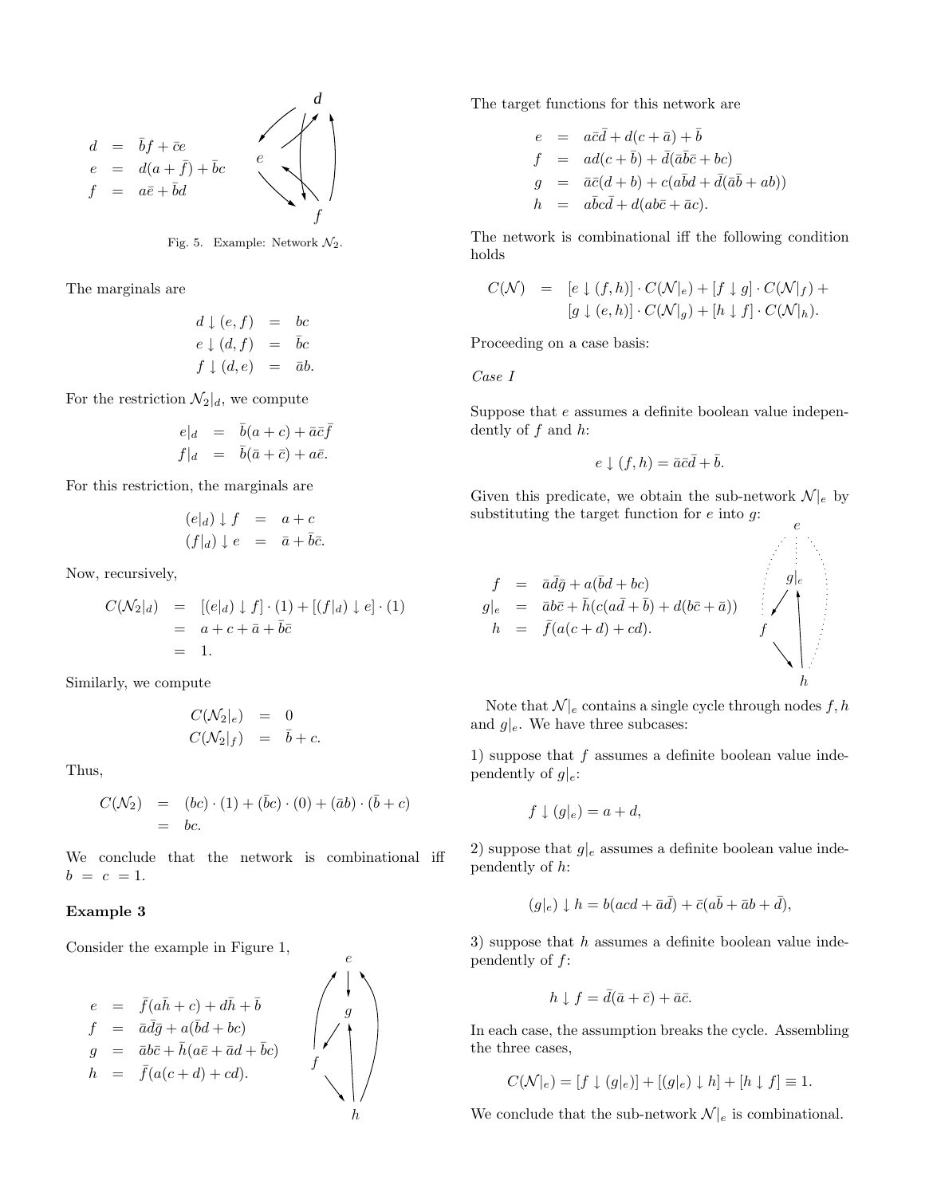$$
\begin{aligned}
d &= \bar{b}f + \bar{c}e \\
e &= d(a + \bar{f}) + \bar{b}c \\
f &= a\bar{e} + \bar{b}d
\end{aligned}
$$

Fig. 5. Example: Network $\mathcal{N}_2$.

The marginals are

$$
\begin{aligned}
d \downarrow (e, f) &= bc \\
e \downarrow (d, f) &= \bar{b}c \\
f \downarrow (d, e) &= \bar{a}b.
\end{aligned}
$$

For the restriction $\mathcal{N}_2|_d$, we compute

$$
\begin{aligned}
e|_d &= \bar{b}(a + c) + \bar{a}\bar{c}\bar{f} \\
f|_d &= \bar{b}(\bar{a} + \bar{c}) + a\bar{e}.
\end{aligned}
$$

For this restriction, the marginals are

$$
\begin{aligned}
(e|_d) \downarrow f &= a + c \\
(f|_d) \downarrow e &= \bar{a} + \bar{b}\bar{c}.
\end{aligned}
$$

Now, recursively,

$$
\begin{aligned}
C(\mathcal{N}_2|_d) &= [(e|_d) \downarrow f] \cdot (1) + [(f|_d) \downarrow e] \cdot (1) \\
&= a + c + \bar{a} + \bar{b}\bar{c} \\
&= 1.
\end{aligned}
$$

Similarly, we compute

$$
\begin{aligned}
C(\mathcal{N}_2|_e) &= 0 \\
C(\mathcal{N}_2|_f) &= \bar{b} + c.
\end{aligned}
$$

Thus,

$$
\begin{aligned}
C(\mathcal{N}_2) &= (bc) \cdot (1) + (\bar{b}c) \cdot (0) + (\bar{a}b) \cdot (\bar{b} + c) \\
&= bc.
\end{aligned}
$$

We conclude that the network is combinational iff $b = c = 1$.

**Example 3**

Consider the example in Figure 1,

$$
\begin{aligned}
e &= \bar{f}(a\bar{h} + c) + d\bar{h} + \bar{b} \\
f &= \bar{a}\bar{d}\bar{g} + a(\bar{b}d + bc) \\
g &= \bar{a}b\bar{c} + \bar{h}(a\bar{e} + \bar{a}d + \bar{b}c) \\
h &= \bar{f}(a(c + d) + cd).
\end{aligned}
$$

The target functions for this network are

$$
\begin{aligned}
e &= a\bar{c}\bar{d} + d(c + \bar{a}) + \bar{b} \\
f &= ad(c + \bar{b}) + \bar{d}(\bar{a}\bar{b}\bar{c} + bc) \\
g &= \bar{a}\bar{c}(d + b) + c(a\bar{b}d + \bar{d}(\bar{a}\bar{b} + ab)) \\
h &= a\bar{b}c\bar{d} + d(ab\bar{c} + \bar{a}c).
\end{aligned}
$$

The network is combinational iff the following condition holds

$$
\begin{aligned}
C(\mathcal{N}) = \; & [e \downarrow (f, h)] \cdot C(\mathcal{N}|_e) + [f \downarrow g] \cdot C(\mathcal{N}|_f) + \\
& [g \downarrow (e, h)] \cdot C(\mathcal{N}|_g) + [h \downarrow f] \cdot C(\mathcal{N}|_h).
\end{aligned}
$$

Proceeding on a case basis:

*Case I*

Suppose that $e$ assumes a definite boolean value independently of $f$ and $h$:

$$
e \downarrow (f, h) = \bar{a}\bar{c}\bar{d} + \bar{b}.
$$

Given this predicate, we obtain the sub-network $\mathcal{N}|_e$ by substituting the target function for $e$ into $g$:

$$
\begin{aligned}
f &= \bar{a}\bar{d}\bar{g} + a(\bar{b}d + bc) \\
g|_e &= \bar{a}b\bar{c} + \bar{h}(c(a\bar{d} + \bar{b}) + d(b\bar{c} + \bar{a})) \\
h &= \bar{f}(a(c + d) + cd).
\end{aligned}
$$

Note that $\mathcal{N}|_e$ contains a single cycle through nodes $f, h$ and $g|_e$. We have three subcases:

1) suppose that $f$ assumes a definite boolean value independently of $g|_e$:

$$
f \downarrow (g|_e) = a + d,
$$

2) suppose that $g|_e$ assumes a definite boolean value independently of $h$:

$$
(g|_e) \downarrow h = b(acd + \bar{a}\bar{d}) + \bar{c}(a\bar{b} + \bar{a}b + \bar{d}),
$$

3) suppose that $h$ assumes a definite boolean value independently of $f$:

$$
h \downarrow f = \bar{d}(\bar{a} + \bar{c}) + \bar{a}\bar{c}.
$$

In each case, the assumption breaks the cycle. Assembling the three cases,

$$
C(\mathcal{N}|_e) = [f \downarrow (g|_e)] + [(g|_e) \downarrow h] + [h \downarrow f] \equiv 1.
$$

We conclude that the sub-network $\mathcal{N}|_e$ is combinational.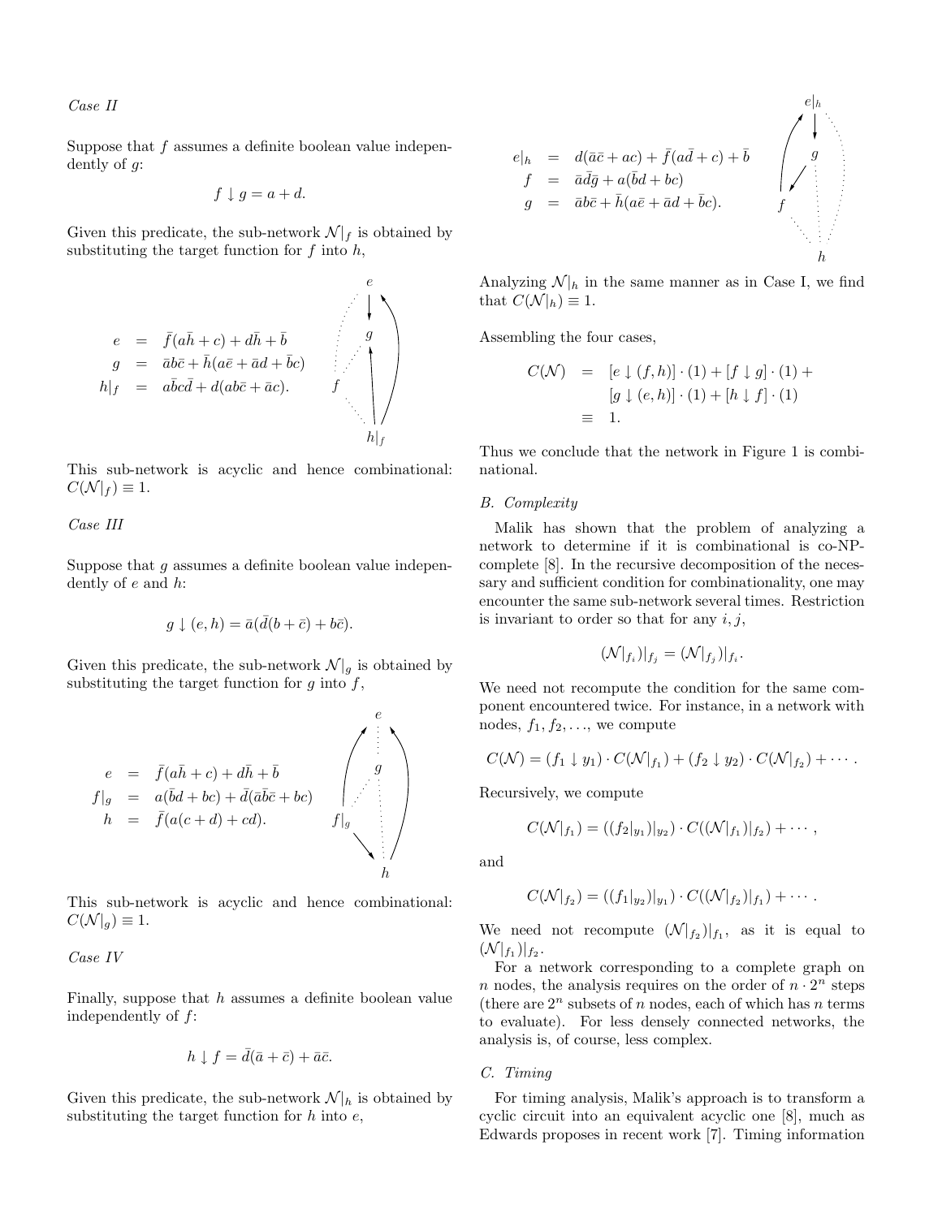*Case II*

Suppose that $f$ assumes a definite boolean value independently of $g$:

$$f \downarrow g = a + d.$$

Given this predicate, the sub-network $\mathcal{N}|_f$ is obtained by substituting the target function for $f$ into $h$,

$$\begin{aligned}
e &= \bar{f}(a\bar{h} + c) + d\bar{h} + \bar{b} \\
g &= \bar{a}b\bar{c} + \bar{h}(a\bar{e} + \bar{a}d + \bar{b}c) \\
h|_f &= a\bar{b}c\bar{d} + d(ab\bar{c} + \bar{a}c).
\end{aligned}$$

This sub-network is acyclic and hence combinational: $C(\mathcal{N}|_f) \equiv 1$.

*Case III*

Suppose that $g$ assumes a definite boolean value independently of $e$ and $h$:

$$g \downarrow (e, h) = \bar{a}(\bar{d}(b + \bar{c}) + b\bar{c}).$$

Given this predicate, the sub-network $\mathcal{N}|_g$ is obtained by substituting the target function for $g$ into $f$,

$$\begin{aligned}
e &= \bar{f}(a\bar{h} + c) + d\bar{h} + \bar{b} \\
f|_g &= a(\bar{b}d + bc) + \bar{d}(\bar{a}\bar{b}\bar{c} + bc) \\
h &= \bar{f}(a(c + d) + cd).
\end{aligned}$$

This sub-network is acyclic and hence combinational: $C(\mathcal{N}|_g) \equiv 1$.

*Case IV*

Finally, suppose that $h$ assumes a definite boolean value independently of $f$:

$$h \downarrow f = \bar{d}(\bar{a} + \bar{c}) + \bar{a}\bar{c}.$$

Given this predicate, the sub-network $\mathcal{N}|_h$ is obtained by substituting the target function for $h$ into $e$,

$$\begin{aligned}
e|_h &= d(\bar{a}\bar{c} + ac) + \bar{f}(a\bar{d} + c) + \bar{b} \\
f &= \bar{a}\bar{d}\bar{g} + a(\bar{b}d + bc) \\
g &= \bar{a}b\bar{c} + \bar{h}(a\bar{e} + \bar{a}d + \bar{b}c).
\end{aligned}$$

Analyzing $\mathcal{N}|_h$ in the same manner as in Case I, we find that $C(\mathcal{N}|_h) \equiv 1$.

Assembling the four cases,

$$\begin{aligned}
C(\mathcal{N}) &= [e \downarrow (f, h)] \cdot (1) + [f \downarrow g] \cdot (1) + \\
&\quad\; [g \downarrow (e, h)] \cdot (1) + [h \downarrow f] \cdot (1) \\
&\equiv 1.
\end{aligned}$$

Thus we conclude that the network in Figure 1 is combinational.

### B. Complexity

Malik has shown that the problem of analyzing a network to determine if it is combinational is co-NP-complete [8]. In the recursive decomposition of the necessary and sufficient condition for combinationality, one may encounter the same sub-network several times. Restriction is invariant to order so that for any $i, j$,

$$(\mathcal{N}|_{f_i})|_{f_j} = (\mathcal{N}|_{f_j})|_{f_i}.$$

We need not recompute the condition for the same component encountered twice. For instance, in a network with nodes, $f_1, f_2, \ldots$, we compute

$$C(\mathcal{N}) = (f_1 \downarrow y_1) \cdot C(\mathcal{N}|_{f_1}) + (f_2 \downarrow y_2) \cdot C(\mathcal{N}|_{f_2}) + \cdots .$$

Recursively, we compute

$$C(\mathcal{N}|_{f_1}) = ((f_2|_{y_1})|_{y_2}) \cdot C((\mathcal{N}|_{f_1})|_{f_2}) + \cdots ,$$

and

$$C(\mathcal{N}|_{f_2}) = ((f_1|_{y_2})|_{y_1}) \cdot C((\mathcal{N}|_{f_2})|_{f_1}) + \cdots .$$

We need not recompute $(\mathcal{N}|_{f_2})|_{f_1}$, as it is equal to $(\mathcal{N}|_{f_1})|_{f_2}$.

For a network corresponding to a complete graph on $n$ nodes, the analysis requires on the order of $n \cdot 2^n$ steps (there are $2^n$ subsets of $n$ nodes, each of which has $n$ terms to evaluate). For less densely connected networks, the analysis is, of course, less complex.

### C. Timing

For timing analysis, Malik's approach is to transform a cyclic circuit into an equivalent acyclic one [8], much as Edwards proposes in recent work [7]. Timing information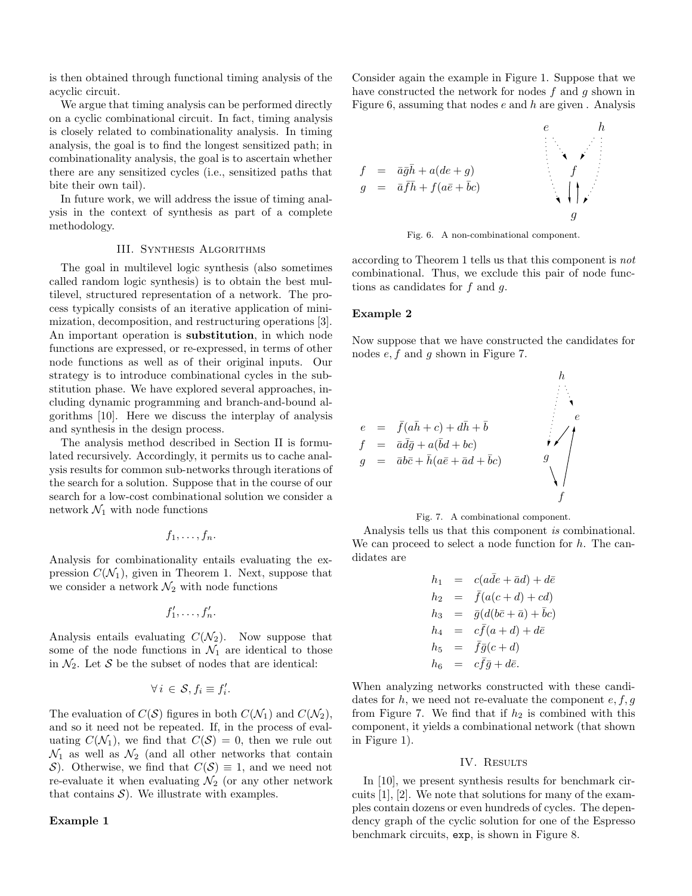is then obtained through functional timing analysis of the acyclic circuit.

We argue that timing analysis can be performed directly on a cyclic combinational circuit. In fact, timing analysis is closely related to combinationality analysis. In timing analysis, the goal is to find the longest sensitized path; in combinationality analysis, the goal is to ascertain whether there are any sensitized cycles (i.e., sensitized paths that bite their own tail).

In future work, we will address the issue of timing analysis in the context of synthesis as part of a complete methodology.

## III. Synthesis Algorithms

The goal in multilevel logic synthesis (also sometimes called random logic synthesis) is to obtain the best multilevel, structured representation of a network. The process typically consists of an iterative application of minimization, decomposition, and restructuring operations [3]. An important operation is **substitution**, in which node functions are expressed, or re-expressed, in terms of other node functions as well as of their original inputs. Our strategy is to introduce combinational cycles in the substitution phase. We have explored several approaches, including dynamic programming and branch-and-bound algorithms [10]. Here we discuss the interplay of analysis and synthesis in the design process.

The analysis method described in Section II is formulated recursively. Accordingly, it permits us to cache analysis results for common sub-networks through iterations of the search for a solution. Suppose that in the course of our search for a low-cost combinational solution we consider a network $\mathcal{N}_1$ with node functions

$$f_1, \ldots, f_n.$$

Analysis for combinationality entails evaluating the expression $C(\mathcal{N}_1)$, given in Theorem 1. Next, suppose that we consider a network $\mathcal{N}_2$ with node functions

$$f'_1, \ldots, f'_n.$$

Analysis entails evaluating $C(\mathcal{N}_2)$. Now suppose that some of the node functions in $\mathcal{N}_1$ are identical to those in $\mathcal{N}_2$. Let $\mathcal{S}$ be the subset of nodes that are identical:

$$\forall\, i \in \mathcal{S}, f_i \equiv f'_i.$$

The evaluation of $C(\mathcal{S})$ figures in both $C(\mathcal{N}_1)$ and $C(\mathcal{N}_2)$, and so it need not be repeated. If, in the process of evaluating $C(\mathcal{N}_1)$, we find that $C(\mathcal{S}) = 0$, then we rule out $\mathcal{N}_1$ as well as $\mathcal{N}_2$ (and all other networks that contain $\mathcal{S}$). Otherwise, we find that $C(\mathcal{S}) \equiv 1$, and we need not re-evaluate it when evaluating $\mathcal{N}_2$ (or any other network that contains $\mathcal{S}$). We illustrate with examples.

**Example 1**

Consider again the example in Figure 1. Suppose that we have constructed the network for nodes $f$ and $g$ shown in Figure 6, assuming that nodes $e$ and $h$ are given . Analysis

$$\begin{aligned} f &= \bar{a}\bar{g}\bar{h} + a(de + g) \\ g &= \bar{a}\bar{f}\bar{h} + f(a\bar{e} + \bar{b}c) \end{aligned}$$

Fig. 6. A non-combinational component.

according to Theorem 1 tells us that this component is *not* combinational. Thus, we exclude this pair of node functions as candidates for $f$ and $g$.

**Example 2**

Now suppose that we have constructed the candidates for nodes $e, f$ and $g$ shown in Figure 7.

$$\begin{aligned} e &= \bar{f}(a\bar{h} + c) + d\bar{h} + \bar{b} \\ f &= \bar{a}\bar{d}\bar{g} + a(\bar{b}d + bc) \\ g &= \bar{a}b\bar{c} + \bar{h}(a\bar{e} + \bar{a}d + \bar{b}c) \end{aligned}$$

Fig. 7. A combinational component.

Analysis tells us that this component *is* combinational. We can proceed to select a node function for $h$. The candidates are

$$\begin{aligned} h_1 &= c(a\bar{d}e + \bar{a}d) + d\bar{e} \\ h_2 &= \bar{f}(a(c+d) + cd) \\ h_3 &= \bar{g}(d(b\bar{c} + \bar{a}) + \bar{b}c) \\ h_4 &= c\bar{f}(a+d) + d\bar{e} \\ h_5 &= \bar{f}\bar{g}(c+d) \\ h_6 &= c\bar{f}\bar{g} + d\bar{e}. \end{aligned}$$

When analyzing networks constructed with these candidates for $h$, we need not re-evaluate the component $e, f, g$ from Figure 7. We find that if $h_2$ is combined with this component, it yields a combinational network (that shown in Figure 1).

## IV. Results

In [10], we present synthesis results for benchmark circuits [1], [2]. We note that solutions for many of the examples contain dozens or even hundreds of cycles. The dependency graph of the cyclic solution for one of the Espresso benchmark circuits, `exp`, is shown in Figure 8.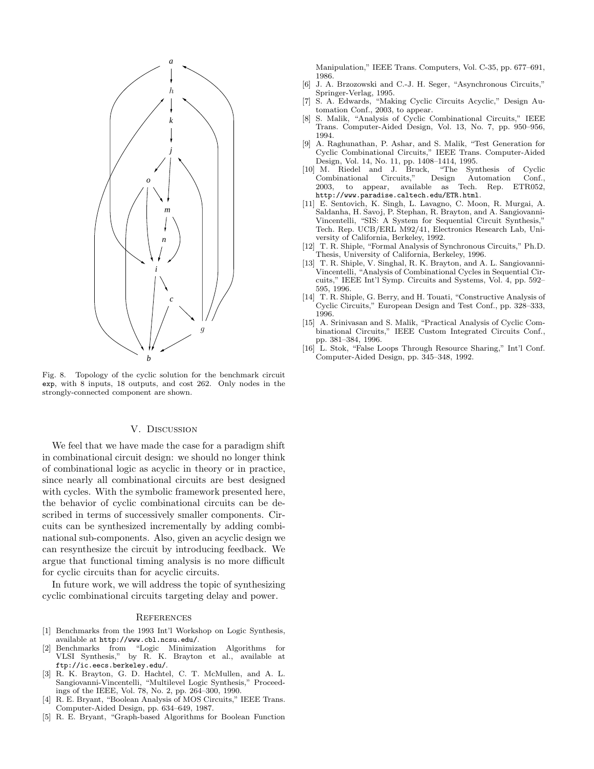a

h

k

j

o

m

n

i

c

g

b

Fig. 8. Topology of the cyclic solution for the benchmark circuit exp, with 8 inputs, 18 outputs, and cost 262. Only nodes in the strongly-connected component are shown.

## V. Discussion

We feel that we have made the case for a paradigm shift in combinational circuit design: we should no longer think of combinational logic as acyclic in theory or in practice, since nearly all combinational circuits are best designed with cycles. With the symbolic framework presented here, the behavior of cyclic combinational circuits can be described in terms of successively smaller components. Circuits can be synthesized incrementally by adding combinational sub-components. Also, given an acyclic design we can resynthesize the circuit by introducing feedback. We argue that functional timing analysis is no more difficult for cyclic circuits than for acyclic circuits.

In future work, we will address the topic of synthesizing cyclic combinational circuits targeting delay and power.

## References

[1] Benchmarks from the 1993 Int'l Workshop on Logic Synthesis, available at http://www.cbl.ncsu.edu/.

[2] Benchmarks from "Logic Minimization Algorithms for VLSI Synthesis," by R. K. Brayton et al., available at ftp://ic.eecs.berkeley.edu/.

[3] R. K. Brayton, G. D. Hachtel, C. T. McMullen, and A. L. Sangiovanni-Vincentelli, "Multilevel Logic Synthesis," Proceedings of the IEEE, Vol. 78, No. 2, pp. 264–300, 1990.

[4] R. E. Bryant, "Boolean Analysis of MOS Circuits," IEEE Trans. Computer-Aided Design, pp. 634–649, 1987.

[5] R. E. Bryant, "Graph-based Algorithms for Boolean Function Manipulation," IEEE Trans. Computers, Vol. C-35, pp. 677–691, 1986.

[6] J. A. Brzozowski and C.-J. H. Seger, "Asynchronous Circuits," Springer-Verlag, 1995.

[7] S. A. Edwards, "Making Cyclic Circuits Acyclic," Design Automation Conf., 2003, to appear.

[8] S. Malik, "Analysis of Cyclic Combinational Circuits," IEEE Trans. Computer-Aided Design, Vol. 13, No. 7, pp. 950–956, 1994.

[9] A. Raghunathan, P. Ashar, and S. Malik, "Test Generation for Cyclic Combinational Circuits," IEEE Trans. Computer-Aided Design, Vol. 14, No. 11, pp. 1408–1414, 1995.

[10] M. Riedel and J. Bruck, "The Synthesis of Cyclic Combinational Circuits," Design Automation Conf., 2003, to appear, available as Tech. Rep. ETR052, http://www.paradise.caltech.edu/ETR.html.

[11] E. Sentovich, K. Singh, L. Lavagno, C. Moon, R. Murgai, A. Saldanha, H. Savoj, P. Stephan, R. Brayton, and A. Sangiovanni-Vincentelli, "SIS: A System for Sequential Circuit Synthesis," Tech. Rep. UCB/ERL M92/41, Electronics Research Lab, University of California, Berkeley, 1992.

[12] T. R. Shiple, "Formal Analysis of Synchronous Circuits," Ph.D. Thesis, University of California, Berkeley, 1996.

[13] T. R. Shiple, V. Singhal, R. K. Brayton, and A. L. Sangiovanni-Vincentelli, "Analysis of Combinational Cycles in Sequential Circuits," IEEE Int'l Symp. Circuits and Systems, Vol. 4, pp. 592–595, 1996.

[14] T. R. Shiple, G. Berry, and H. Touati, "Constructive Analysis of Cyclic Circuits," European Design and Test Conf., pp. 328–333, 1996.

[15] A. Srinivasan and S. Malik, "Practical Analysis of Cyclic Combinational Circuits," IEEE Custom Integrated Circuits Conf., pp. 381–384, 1996.

[16] L. Stok, "False Loops Through Resource Sharing," Int'l Conf. Computer-Aided Design, pp. 345–348, 1992.